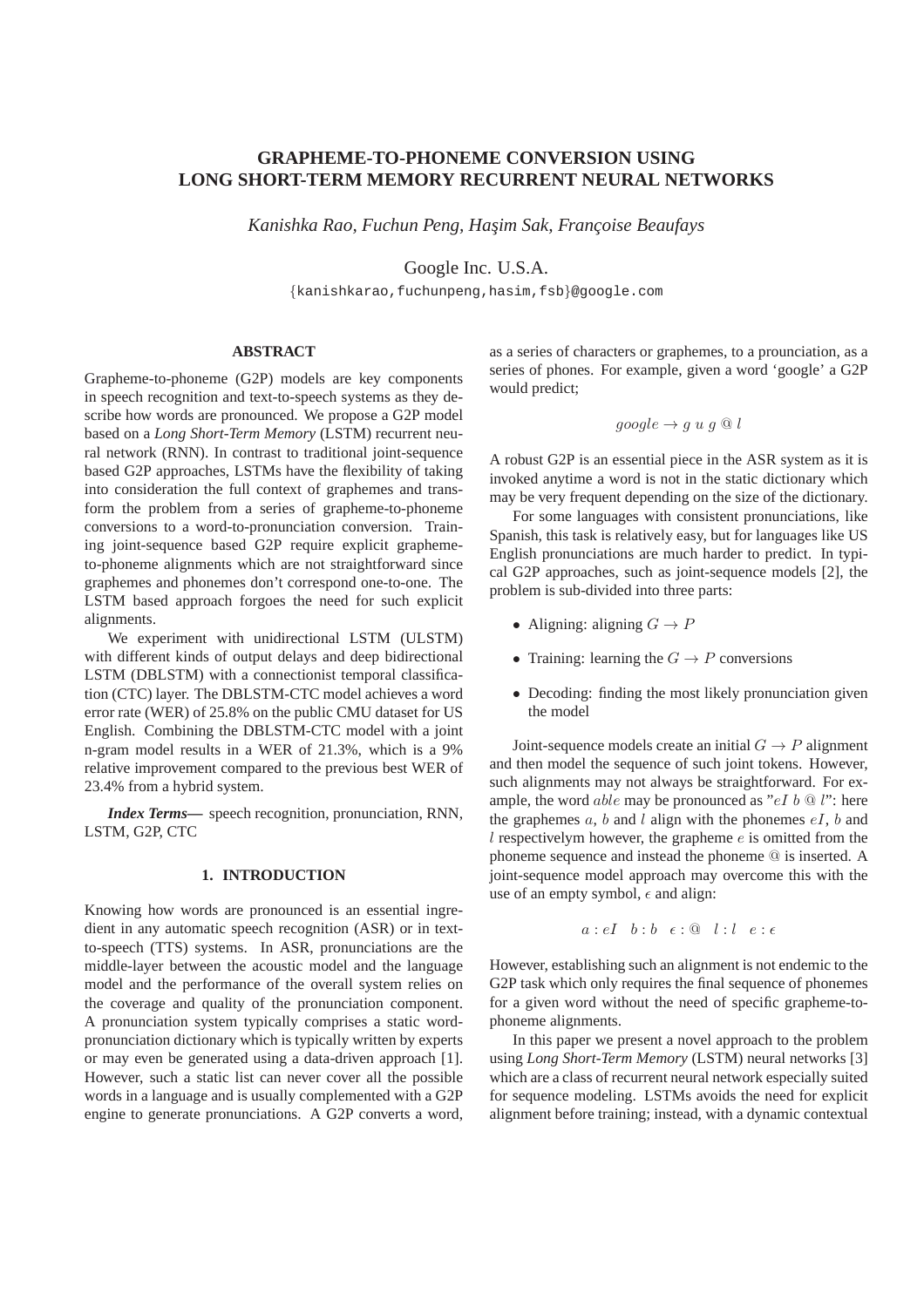// Flagged for the page-1-of-5 transcription of e46587416fff: the OCR output below may contain errors and needs verification against the source PDF.
# GRAPHEME-TO-PHONEME CONVERSION USING LONG SHORT-TERM MEMORY RECURRENT NEURAL NETWORKS

*Kanishka Rao, Fuchun Peng, Haşim Sak, Françoise Beaufays*

Google Inc. U.S.A.

{kanishkarao,fuchunpeng,hasim,fsb}@google.com

## ABSTRACT

Grapheme-to-phoneme (G2P) models are key components in speech recognition and text-to-speech systems as they describe how words are pronounced. We propose a G2P model based on a *Long Short-Term Memory* (LSTM) recurrent neural network (RNN). In contrast to traditional joint-sequence based G2P approaches, LSTMs have the flexibility of taking into consideration the full context of graphemes and transform the problem from a series of grapheme-to-phoneme conversions to a word-to-pronunciation conversion. Training joint-sequence based G2P require explicit grapheme-to-phoneme alignments which are not straightforward since graphemes and phonemes don't correspond one-to-one. The LSTM based approach forgoes the need for such explicit alignments.

We experiment with unidirectional LSTM (ULSTM) with different kinds of output delays and deep bidirectional LSTM (DBLSTM) with a connectionist temporal classification (CTC) layer. The DBLSTM-CTC model achieves a word error rate (WER) of 25.8% on the public CMU dataset for US English. Combining the DBLSTM-CTC model with a joint n-gram model results in a WER of 21.3%, which is a 9% relative improvement compared to the previous best WER of 23.4% from a hybrid system.

***Index Terms*—** speech recognition, pronunciation, RNN, LSTM, G2P, CTC

## 1. INTRODUCTION

Knowing how words are pronounced is an essential ingredient in any automatic speech recognition (ASR) or in text-to-speech (TTS) systems. In ASR, pronunciations are the middle-layer between the acoustic model and the language model and the performance of the overall system relies on the coverage and quality of the pronunciation component. A pronunciation system typically comprises a static word-pronunciation dictionary which is typically written by experts or may even be generated using a data-driven approach [1]. However, such a static list can never cover all the possible words in a language and is usually complemented with a G2P engine to generate pronunciations. A G2P converts a word, as a series of characters or graphemes, to a prounciation, as a series of phones. For example, given a word 'google' a G2P would predict;

$$google \rightarrow g\ u\ g\ @\ l$$

A robust G2P is an essential piece in the ASR system as it is invoked anytime a word is not in the static dictionary which may be very frequent depending on the size of the dictionary.

For some languages with consistent pronunciations, like Spanish, this task is relatively easy, but for languages like US English pronunciations are much harder to predict. In typical G2P approaches, such as joint-sequence models [2], the problem is sub-divided into three parts:

- Aligning: aligning $G \rightarrow P$
- Training: learning the $G \rightarrow P$ conversions
- Decoding: finding the most likely pronunciation given the model

Joint-sequence models create an initial $G \rightarrow P$ alignment and then model the sequence of such joint tokens. However, such alignments may not always be straightforward. For example, the word $able$ may be pronounced as "$eI\ b\ @\ l$": here the graphemes $a$, $b$ and $l$ align with the phonemes $eI$, $b$ and $l$ respectivelym however, the grapheme $e$ is omitted from the phoneme sequence and instead the phoneme @ is inserted. A joint-sequence model approach may overcome this with the use of an empty symbol, $\epsilon$ and align:

$$a : eI \quad b : b \quad \epsilon : @ \quad l : l \quad e : \epsilon$$

However, establishing such an alignment is not endemic to the G2P task which only requires the final sequence of phonemes for a given word without the need of specific grapheme-to-phoneme alignments.

In this paper we present a novel approach to the problem using *Long Short-Term Memory* (LSTM) neural networks [3] which are a class of recurrent neural network especially suited for sequence modeling. LSTMs avoids the need for explicit alignment before training; instead, with a dynamic contextual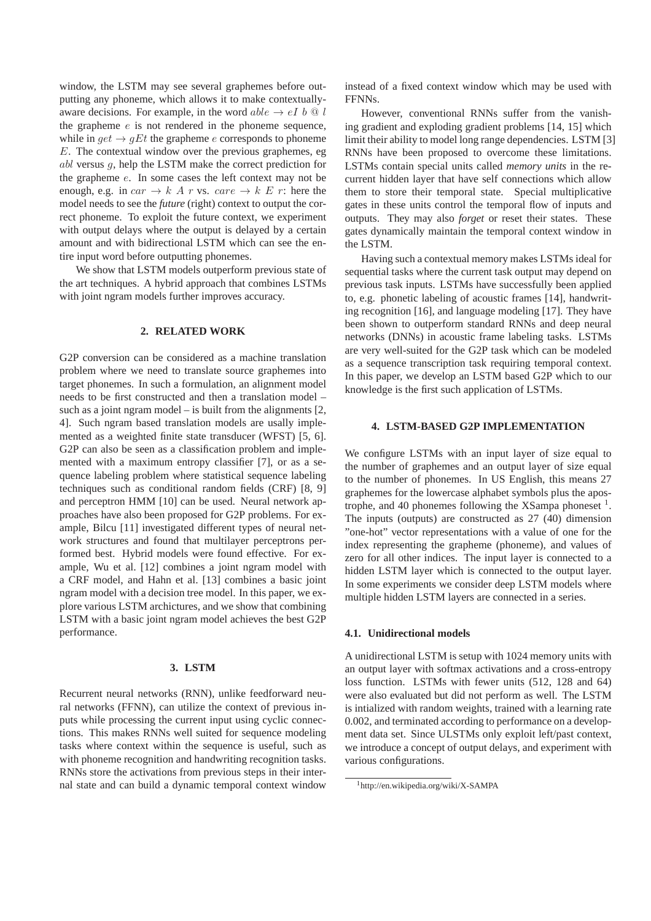window, the LSTM may see several graphemes before outputting any phoneme, which allows it to make contextually-aware decisions. For example, in the word $able \rightarrow eI\ b\ @\ l$ the grapheme $e$ is not rendered in the phoneme sequence, while in $get \rightarrow gEt$ the grapheme $e$ corresponds to phoneme $E$. The contextual window over the previous graphemes, eg $abl$ versus $g$, help the LSTM make the correct prediction for the grapheme $e$. In some cases the left context may not be enough, e.g. in $car \rightarrow k\ A\ r$ vs. $care \rightarrow k\ E\ r$: here the model needs to see the *future* (right) context to output the correct phoneme. To exploit the future context, we experiment with output delays where the output is delayed by a certain amount and with bidirectional LSTM which can see the entire input word before outputting phonemes.

We show that LSTM models outperform previous state of the art techniques. A hybrid approach that combines LSTMs with joint ngram models further improves accuracy.

## 2. RELATED WORK

G2P conversion can be considered as a machine translation problem where we need to translate source graphemes into target phonemes. In such a formulation, an alignment model needs to be first constructed and then a translation model – such as a joint ngram model – is built from the alignments [2, 4]. Such ngram based translation models are usally implemented as a weighted finite state transducer (WFST) [5, 6]. G2P can also be seen as a classification problem and implemented with a maximum entropy classifier [7], or as a sequence labeling problem where statistical sequence labeling techniques such as conditional random fields (CRF) [8, 9] and perceptron HMM [10] can be used. Neural network approaches have also been proposed for G2P problems. For example, Bilcu [11] investigated different types of neural network structures and found that multilayer perceptrons performed best. Hybrid models were found effective. For example, Wu et al. [12] combines a joint ngram model with a CRF model, and Hahn et al. [13] combines a basic joint ngram model with a decision tree model. In this paper, we explore various LSTM archictures, and we show that combining LSTM with a basic joint ngram model achieves the best G2P performance.

## 3. LSTM

Recurrent neural networks (RNN), unlike feedforward neural networks (FFNN), can utilize the context of previous inputs while processing the current input using cyclic connections. This makes RNNs well suited for sequence modeling tasks where context within the sequence is useful, such as with phoneme recognition and handwriting recognition tasks. RNNs store the activations from previous steps in their internal state and can build a dynamic temporal context window instead of a fixed context window which may be used with FFNNs.

However, conventional RNNs suffer from the vanishing gradient and exploding gradient problems [14, 15] which limit their ability to model long range dependencies. LSTM [3] RNNs have been proposed to overcome these limitations. LSTMs contain special units called *memory units* in the recurrent hidden layer that have self connections which allow them to store their temporal state. Special multiplicative gates in these units control the temporal flow of inputs and outputs. They may also *forget* or reset their states. These gates dynamically maintain the temporal context window in the LSTM.

Having such a contextual memory makes LSTMs ideal for sequential tasks where the current task output may depend on previous task inputs. LSTMs have successfully been applied to, e.g. phonetic labeling of acoustic frames [14], handwriting recognition [16], and language modeling [17]. They have been shown to outperform standard RNNs and deep neural networks (DNNs) in acoustic frame labeling tasks. LSTMs are very well-suited for the G2P task which can be modeled as a sequence transcription task requiring temporal context. In this paper, we develop an LSTM based G2P which to our knowledge is the first such application of LSTMs.

## 4. LSTM-BASED G2P IMPLEMENTATION

We configure LSTMs with an input layer of size equal to the number of graphemes and an output layer of size equal to the number of phonemes. In US English, this means 27 graphemes for the lowercase alphabet symbols plus the apostrophe, and 40 phonemes following the XSampa phoneset [1]. The inputs (outputs) are constructed as 27 (40) dimension "one-hot" vector representations with a value of one for the index representing the grapheme (phoneme), and values of zero for all other indices. The input layer is connected to a hidden LSTM layer which is connected to the output layer. In some experiments we consider deep LSTM models where multiple hidden LSTM layers are connected in a series.

### 4.1. Unidirectional models

A unidirectional LSTM is setup with 1024 memory units with an output layer with softmax activations and a cross-entropy loss function. LSTMs with fewer units (512, 128 and 64) were also evaluated but did not perform as well. The LSTM is intialized with random weights, trained with a learning rate 0.002, and terminated according to performance on a development data set. Since ULSTMs only exploit left/past context, we introduce a concept of output delays, and experiment with various configurations.

[1] http://en.wikipedia.org/wiki/X-SAMPA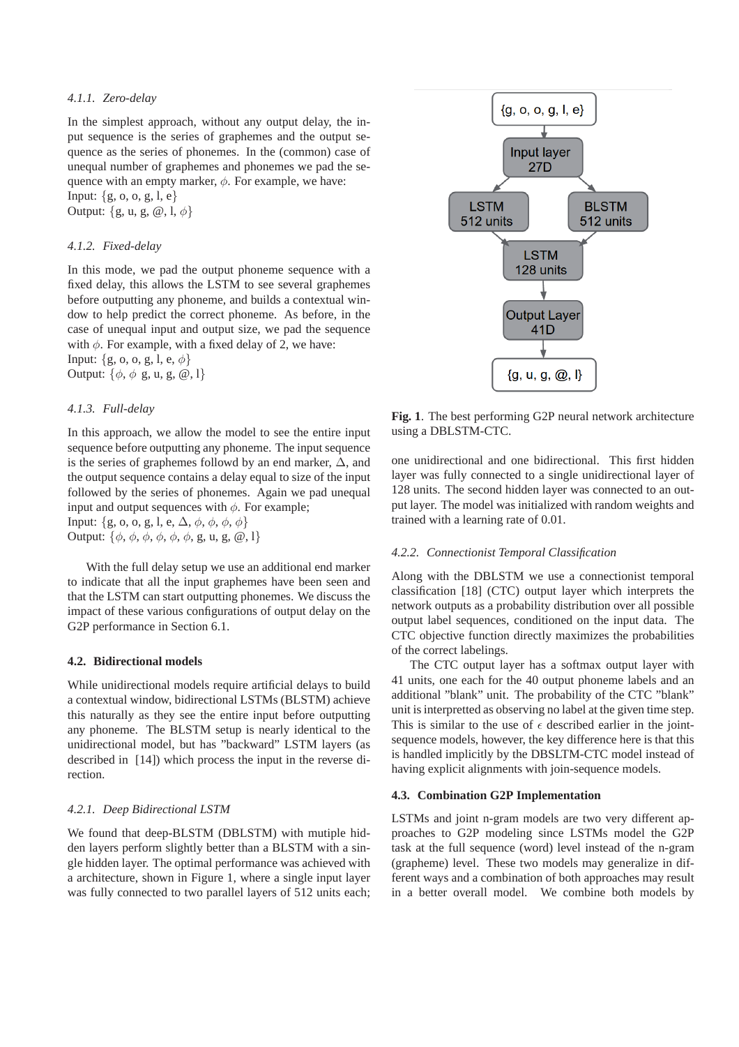#### 4.1.1. Zero-delay

In the simplest approach, without any output delay, the input sequence is the series of graphemes and the output sequence as the series of phonemes. In the (common) case of unequal number of graphemes and phonemes we pad the sequence with an empty marker, $\phi$. For example, we have:
Input: {g, o, o, g, l, e}
Output: {g, u, g, @, l, $\phi$}

#### 4.1.2. Fixed-delay

In this mode, we pad the output phoneme sequence with a fixed delay, this allows the LSTM to see several graphemes before outputting any phoneme, and builds a contextual window to help predict the correct phoneme. As before, in the case of unequal input and output size, we pad the sequence with $\phi$. For example, with a fixed delay of 2, we have:
Input: {g, o, o, g, l, e, $\phi$}
Output: {$\phi$, $\phi$ g, u, g, @, l}

#### 4.1.3. Full-delay

In this approach, we allow the model to see the entire input sequence before outputting any phoneme. The input sequence is the series of graphemes followd by an end marker, $\Delta$, and the output sequence contains a delay equal to size of the input followed by the series of phonemes. Again we pad unequal input and output sequences with $\phi$. For example;
Input: {g, o, o, g, l, e, $\Delta$, $\phi$, $\phi$, $\phi$, $\phi$}
Output: {$\phi$, $\phi$, $\phi$, $\phi$, $\phi$, $\phi$, g, u, g, @, l}

With the full delay setup we use an additional end marker to indicate that all the input graphemes have been seen and that the LSTM can start outputting phonemes. We discuss the impact of these various configurations of output delay on the G2P performance in Section 6.1.

### 4.2. Bidirectional models

While unidirectional models require artificial delays to build a contextual window, bidirectional LSTMs (BLSTM) achieve this naturally as they see the entire input before outputting any phoneme. The BLSTM setup is nearly identical to the unidirectional model, but has "backward" LSTM layers (as described in [14]) which process the input in the reverse direction.

#### 4.2.1. Deep Bidirectional LSTM

We found that deep-BLSTM (DBLSTM) with mutiple hidden layers perform slightly better than a BLSTM with a single hidden layer. The optimal performance was achieved with a architecture, shown in Figure 1, where a single input layer was fully connected to two parallel layers of 512 units each; one unidirectional and one bidirectional. This first hidden layer was fully connected to a single unidirectional layer of 128 units. The second hidden layer was connected to an output layer. The model was initialized with random weights and trained with a learning rate of 0.01.

**Fig. 1**. The best performing G2P neural network architecture using a DBLSTM-CTC.

#### 4.2.2. Connectionist Temporal Classification

Along with the DBLSTM we use a connectionist temporal classification [18] (CTC) output layer which interprets the network outputs as a probability distribution over all possible output label sequences, conditioned on the input data. The CTC objective function directly maximizes the probabilities of the correct labelings.

The CTC output layer has a softmax output layer with 41 units, one each for the 40 output phoneme labels and an additional "blank" unit. The probability of the CTC "blank" unit is interpretated as observing no label at the given time step. This is similar to the use of $\epsilon$ described earlier in the joint-sequence models, however, the key difference here is that this is handled implicitly by the DBSLTM-CTC model instead of having explicit alignments with join-sequence models.

### 4.3. Combination G2P Implementation

LSTMs and joint n-gram models are two very different approaches to G2P modeling since LSTMs model the G2P task at the full sequence (word) level instead of the n-gram (grapheme) level. These two models may generalize in different ways and a combination of both approaches may result in a better overall model. We combine both models by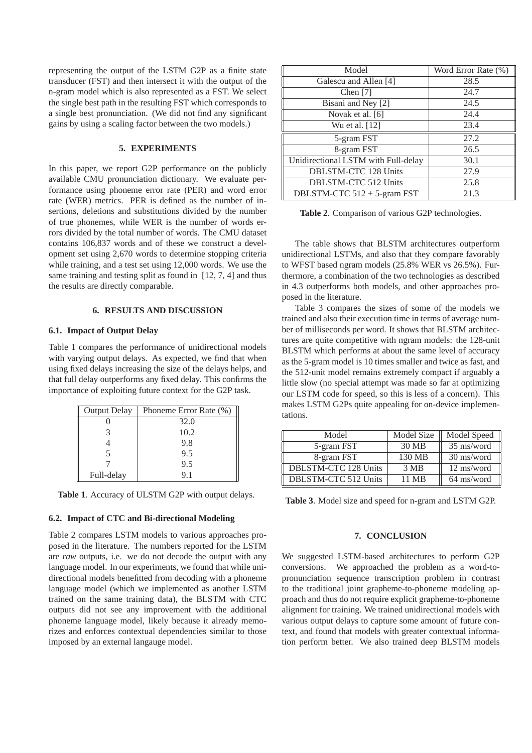representing the output of the LSTM G2P as a finite state transducer (FST) and then intersect it with the output of the n-gram model which is also represented as a FST. We select the single best path in the resulting FST which corresponds to a single best pronunciation. (We did not find any significant gains by using a scaling factor between the two models.)

## 5. EXPERIMENTS

In this paper, we report G2P performance on the publicly available CMU pronunciation dictionary. We evaluate performance using phoneme error rate (PER) and word error rate (WER) metrics. PER is defined as the number of insertions, deletions and substitutions divided by the number of true phonemes, while WER is the number of words errors divided by the total number of words. The CMU dataset contains 106,837 words and of these we construct a development set using 2,670 words to determine stopping criteria while training, and a test set using 12,000 words. We use the same training and testing split as found in [12, 7, 4] and thus the results are directly comparable.

## 6. RESULTS AND DISCUSSION

### 6.1. Impact of Output Delay

Table 1 compares the performance of unidirectional models with varying output delays. As expected, we find that when using fixed delays increasing the size of the delays helps, and that full delay outperforms any fixed delay. This confirms the importance of exploiting future context for the G2P task.

| Output Delay | Phoneme Error Rate (%) |
|---|---|
| 0 | 32.0 |
| 3 | 10.2 |
| 4 | 9.8 |
| 5 | 9.5 |
| 7 | 9.5 |
| Full-delay | 9.1 |

**Table 1**. Accuracy of ULSTM G2P with output delays.

### 6.2. Impact of CTC and Bi-directional Modeling

Table 2 compares LSTM models to various approaches proposed in the literature. The numbers reported for the LSTM are *raw* outputs, i.e. we do not decode the output with any language model. In our experiments, we found that while unidirectional models benefitted from decoding with a phoneme language model (which we implemented as another LSTM trained on the same training data), the BLSTM with CTC outputs did not see any improvement with the additional phoneme language model, likely because it already memorizes and enforces contextual dependencies similar to those imposed by an external langauge model.

| Model | Word Error Rate (%) |
|---|---|
| Galescu and Allen [4] | 28.5 |
| Chen [7] | 24.7 |
| Bisani and Ney [2] | 24.5 |
| Novak et al. [6] | 24.4 |
| Wu et al. [12] | 23.4 |
| 5-gram FST | 27.2 |
| 8-gram FST | 26.5 |
| Unidirectional LSTM with Full-delay | 30.1 |
| DBLSTM-CTC 128 Units | 27.9 |
| DBLSTM-CTC 512 Units | 25.8 |
| DBLSTM-CTC 512 + 5-gram FST | 21.3 |

**Table 2**. Comparison of various G2P technologies.

The table shows that BLSTM architectures outperform unidirectional LSTMs, and also that they compare favorably to WFST based ngram models (25.8% WER vs 26.5%). Furthermore, a combination of the two technologies as described in 4.3 outperforms both models, and other approaches proposed in the literature.

Table 3 compares the sizes of some of the models we trained and also their execution time in terms of average number of milliseconds per word. It shows that BLSTM architectures are quite competitive with ngram models: the 128-unit BLSTM which performs at about the same level of accuracy as the 5-gram model is 10 times smaller and twice as fast, and the 512-unit model remains extremely compact if arguably a little slow (no special attempt was made so far at optimizing our LSTM code for speed, so this is less of a concern). This makes LSTM G2Ps quite appealing for on-device implementations.

| Model | Model Size | Model Speed |
|---|---|---|
| 5-gram FST | 30 MB | 35 ms/word |
| 8-gram FST | 130 MB | 30 ms/word |
| DBLSTM-CTC 128 Units | 3 MB | 12 ms/word |
| DBLSTM-CTC 512 Units | 11 MB | 64 ms/word |

**Table 3**. Model size and speed for n-gram and LSTM G2P.

## 7. CONCLUSION

We suggested LSTM-based architectures to perform G2P conversions. We approached the problem as a word-to-pronunciation sequence transcription problem in contrast to the traditional joint grapheme-to-phoneme modeling approach and thus do not require explicit grapheme-to-phoneme alignment for training. We trained unidirectional models with various output delays to capture some amount of future context, and found that models with greater contextual information perform better. We also trained deep BLSTM models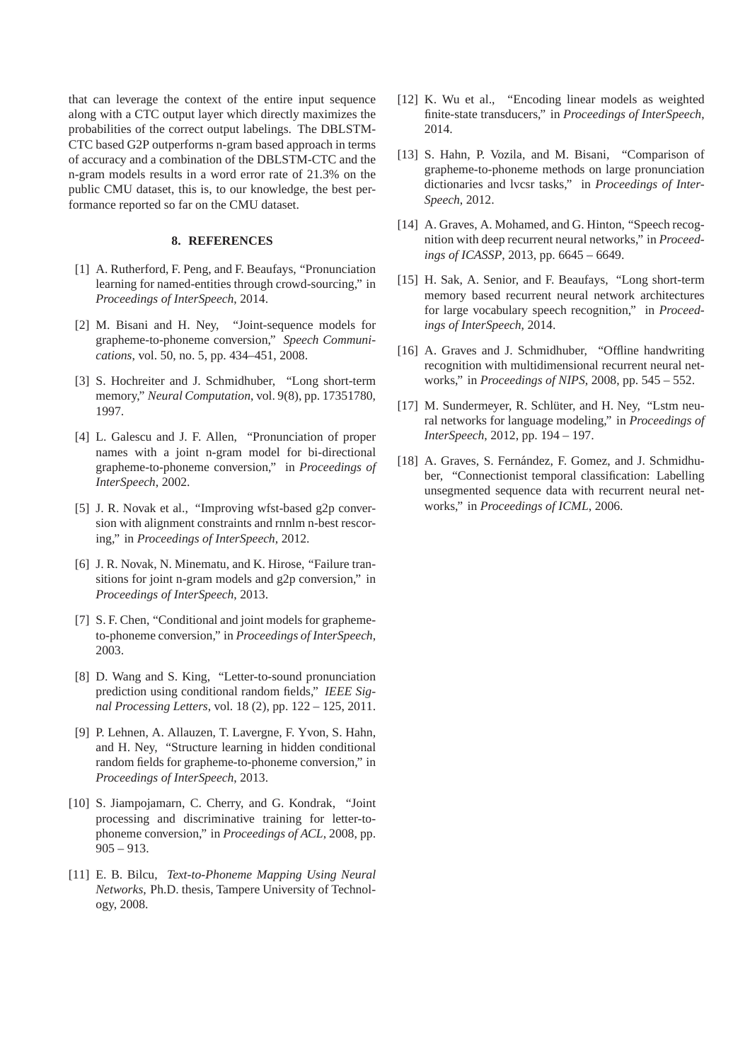that can leverage the context of the entire input sequence along with a CTC output layer which directly maximizes the probabilities of the correct output labelings. The DBLSTM-CTC based G2P outperforms n-gram based approach in terms of accuracy and a combination of the DBLSTM-CTC and the n-gram models results in a word error rate of 21.3% on the public CMU dataset, this is, to our knowledge, the best performance reported so far on the CMU dataset.

## 8. REFERENCES

[1] A. Rutherford, F. Peng, and F. Beaufays, "Pronunciation learning for named-entities through crowd-sourcing," in *Proceedings of InterSpeech*, 2014.

[2] M. Bisani and H. Ney, "Joint-sequence models for grapheme-to-phoneme conversion," *Speech Communications*, vol. 50, no. 5, pp. 434–451, 2008.

[3] S. Hochreiter and J. Schmidhuber, "Long short-term memory," *Neural Computation*, vol. 9(8), pp. 17351780, 1997.

[4] L. Galescu and J. F. Allen, "Pronunciation of proper names with a joint n-gram model for bi-directional grapheme-to-phoneme conversion," in *Proceedings of InterSpeech*, 2002.

[5] J. R. Novak et al., "Improving wfst-based g2p conversion with alignment constraints and rnnlm n-best rescoring," in *Proceedings of InterSpeech*, 2012.

[6] J. R. Novak, N. Minematu, and K. Hirose, "Failure transitions for joint n-gram models and g2p conversion," in *Proceedings of InterSpeech*, 2013.

[7] S. F. Chen, "Conditional and joint models for grapheme-to-phoneme conversion," in *Proceedings of InterSpeech*, 2003.

[8] D. Wang and S. King, "Letter-to-sound pronunciation prediction using conditional random fields," *IEEE Signal Processing Letters*, vol. 18 (2), pp. 122 – 125, 2011.

[9] P. Lehnen, A. Allauzen, T. Lavergne, F. Yvon, S. Hahn, and H. Ney, "Structure learning in hidden conditional random fields for grapheme-to-phoneme conversion," in *Proceedings of InterSpeech*, 2013.

[10] S. Jiampojamarn, C. Cherry, and G. Kondrak, "Joint processing and discriminative training for letter-to-phoneme conversion," in *Proceedings of ACL*, 2008, pp. 905 – 913.

[11] E. B. Bilcu, *Text-to-Phoneme Mapping Using Neural Networks*, Ph.D. thesis, Tampere University of Technology, 2008.

[12] K. Wu et al., "Encoding linear models as weighted finite-state transducers," in *Proceedings of InterSpeech*, 2014.

[13] S. Hahn, P. Vozila, and M. Bisani, "Comparison of grapheme-to-phoneme methods on large pronunciation dictionaries and lvcsr tasks," in *Proceedings of InterSpeech*, 2012.

[14] A. Graves, A. Mohamed, and G. Hinton, "Speech recognition with deep recurrent neural networks," in *Proceedings of ICASSP*, 2013, pp. 6645 – 6649.

[15] H. Sak, A. Senior, and F. Beaufays, "Long short-term memory based recurrent neural network architectures for large vocabulary speech recognition," in *Proceedings of InterSpeech*, 2014.

[16] A. Graves and J. Schmidhuber, "Offline handwriting recognition with multidimensional recurrent neural networks," in *Proceedings of NIPS*, 2008, pp. 545 – 552.

[17] M. Sundermeyer, R. Schlüter, and H. Ney, "Lstm neural networks for language modeling," in *Proceedings of InterSpeech*, 2012, pp. 194 – 197.

[18] A. Graves, S. Fernández, F. Gomez, and J. Schmidhuber, "Connectionist temporal classification: Labelling unsegmented sequence data with recurrent neural networks," in *Proceedings of ICML*, 2006.